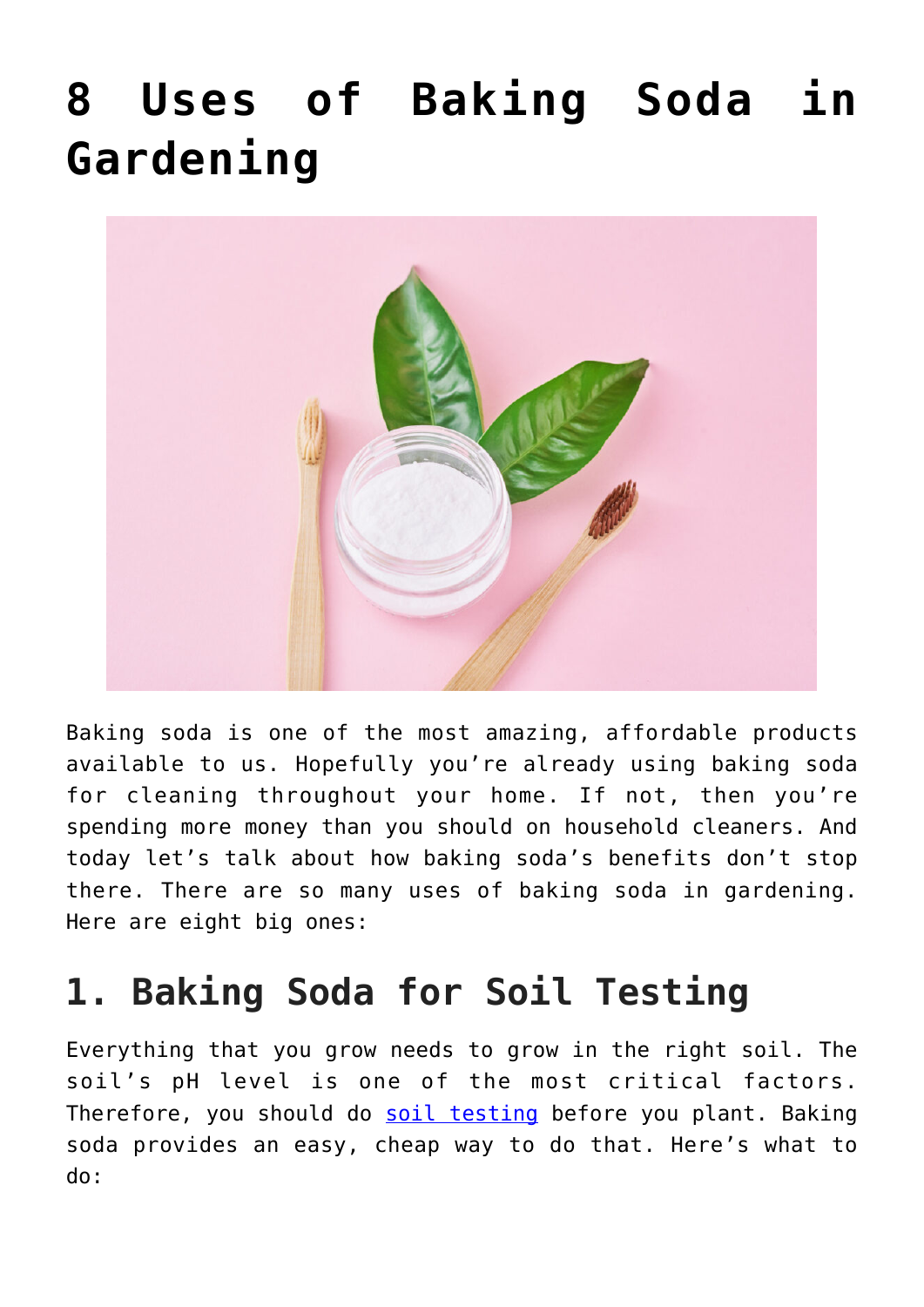# 8 Uses of Baking Soda in Gardening

Baking soda is one of the most amazing, affordable products available to us. Hopefully you're already using baking soda for cleaning throughout your home. If not, then you're spending more money than you should on household cleaners. And today let's talk about how baking soda's benefits don't stop there. There are so many uses of baking soda in gardening. Here are eight big ones:

## 1. Baking Soda for Soil Testing

Everything that you grow needs to grow in the right soil. The soil's pH level is one of the most critical factors. Therefore, you should do soil testing before you plant. Baking soda provides an easy, cheap way to do that. Here's what to do: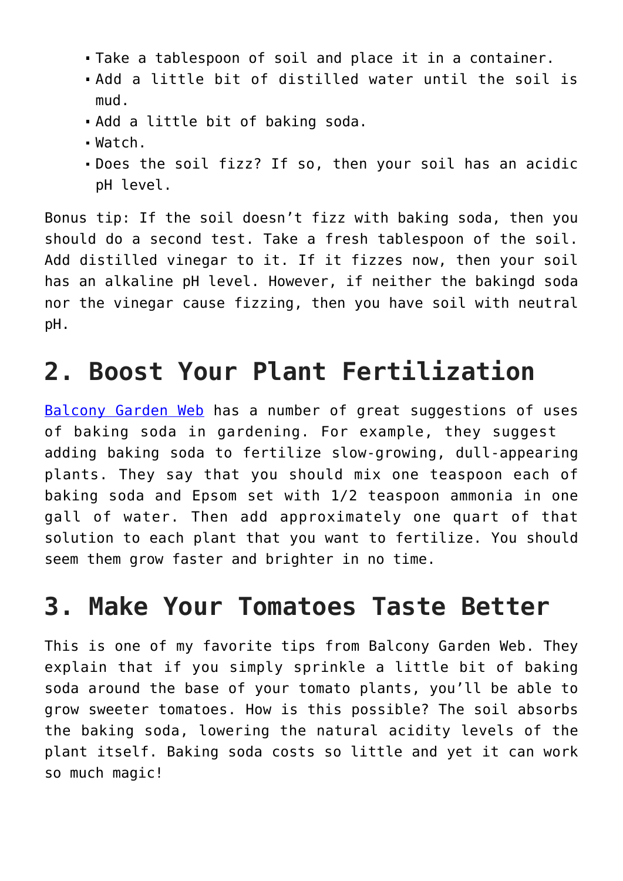- Take a tablespoon of soil and place it in a container.
- Add a little bit of distilled water until the soil is mud.
- Add a little bit of baking soda.
- Watch.
- Does the soil fizz? If so, then your soil has an acidic pH level.

Bonus tip: If the soil doesn't fizz with baking soda, then you should do a second test. Take a fresh tablespoon of the soil. Add distilled vinegar to it. If it fizzes now, then your soil has an alkaline pH level. However, if neither the bakingd soda nor the vinegar cause fizzing, then you have soil with neutral pH.

## 2. Boost Your Plant Fertilization

Balcony Garden Web has a number of great suggestions of uses of baking soda in gardening. For example, they suggest adding baking soda to fertilize slow-growing, dull-appearing plants. They say that you should mix one teaspoon each of baking soda and Epsom set with 1/2 teaspoon ammonia in one gall of water. Then add approximately one quart of that solution to each plant that you want to fertilize. You should seem them grow faster and brighter in no time.

## 3. Make Your Tomatoes Taste Better

This is one of my favorite tips from Balcony Garden Web. They explain that if you simply sprinkle a little bit of baking soda around the base of your tomato plants, you'll be able to grow sweeter tomatoes. How is this possible? The soil absorbs the baking soda, lowering the natural acidity levels of the plant itself. Baking soda costs so little and yet it can work so much magic!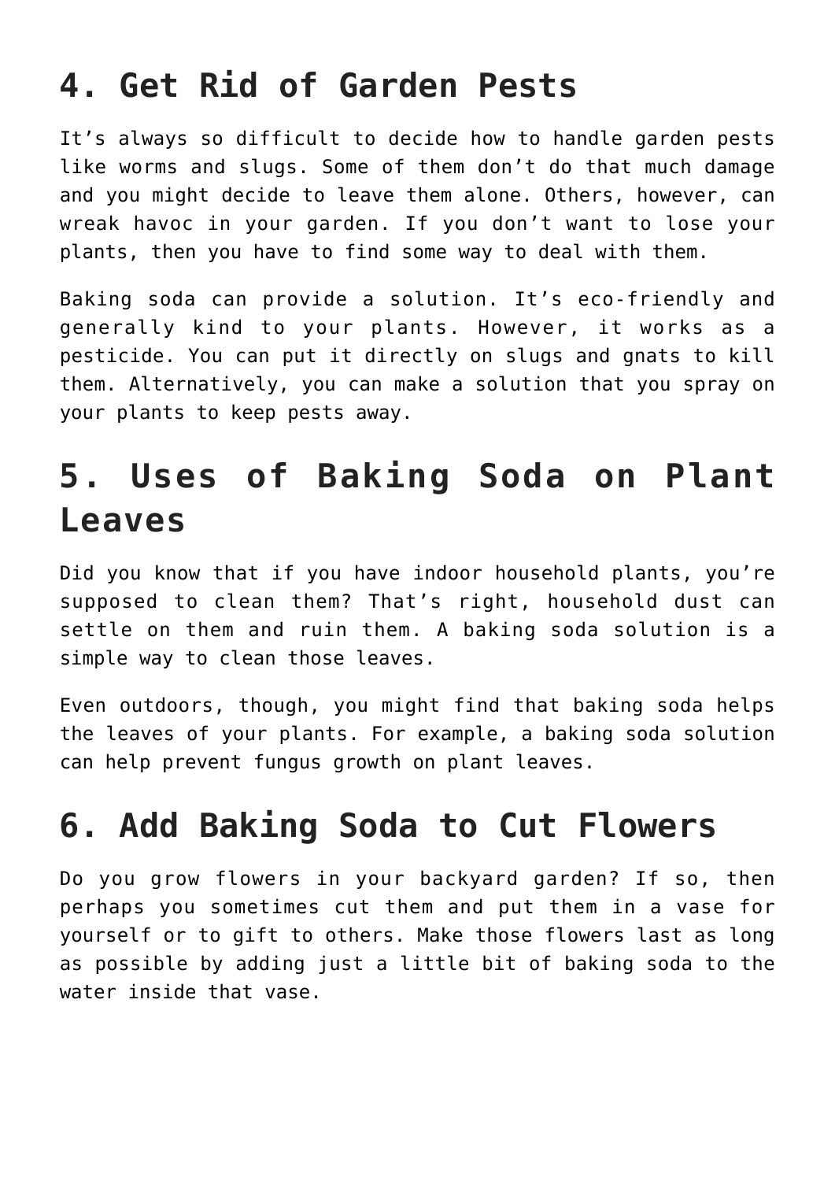## 4. Get Rid of Garden Pests

It's always so difficult to decide how to handle garden pests like worms and slugs. Some of them don't do that much damage and you might decide to leave them alone. Others, however, can wreak havoc in your garden. If you don't want to lose your plants, then you have to find some way to deal with them.

Baking soda can provide a solution. It's eco-friendly and generally kind to your plants. However, it works as a pesticide. You can put it directly on slugs and gnats to kill them. Alternatively, you can make a solution that you spray on your plants to keep pests away.

## 5. Uses of Baking Soda on Plant Leaves

Did you know that if you have indoor household plants, you're supposed to clean them? That's right, household dust can settle on them and ruin them. A baking soda solution is a simple way to clean those leaves.

Even outdoors, though, you might find that baking soda helps the leaves of your plants. For example, a baking soda solution can help prevent fungus growth on plant leaves.

## 6. Add Baking Soda to Cut Flowers

Do you grow flowers in your backyard garden? If so, then perhaps you sometimes cut them and put them in a vase for yourself or to gift to others. Make those flowers last as long as possible by adding just a little bit of baking soda to the water inside that vase.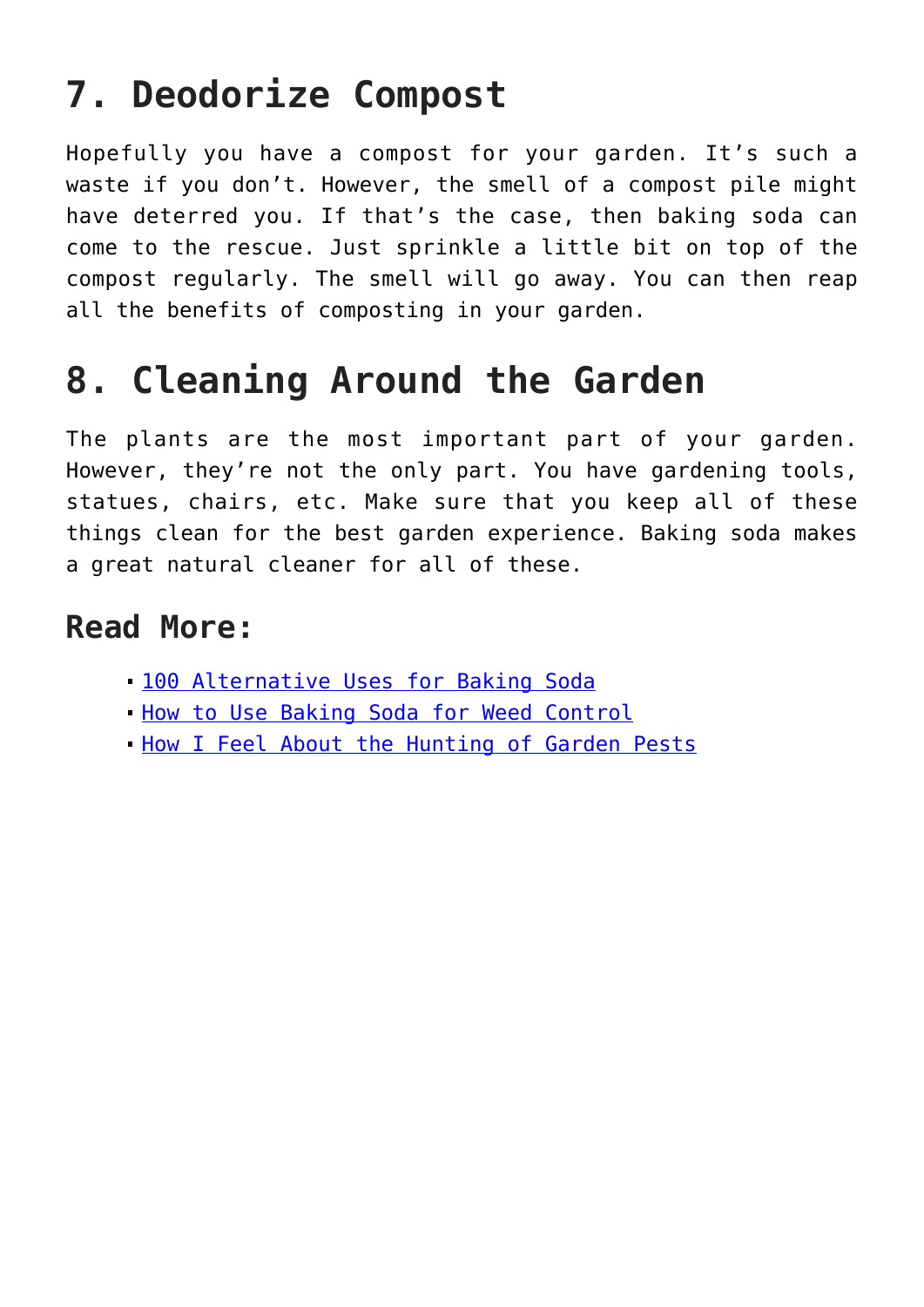## 7. Deodorize Compost

Hopefully you have a compost for your garden. It's such a waste if you don't. However, the smell of a compost pile might have deterred you. If that's the case, then baking soda can come to the rescue. Just sprinkle a little bit on top of the compost regularly. The smell will go away. You can then reap all the benefits of composting in your garden.

## 8. Cleaning Around the Garden

The plants are the most important part of your garden. However, they're not the only part. You have gardening tools, statues, chairs, etc. Make sure that you keep all of these things clean for the best garden experience. Baking soda makes a great natural cleaner for all of these.

### Read More:

- 100 Alternative Uses for Baking Soda
- How to Use Baking Soda for Weed Control
- How I Feel About the Hunting of Garden Pests